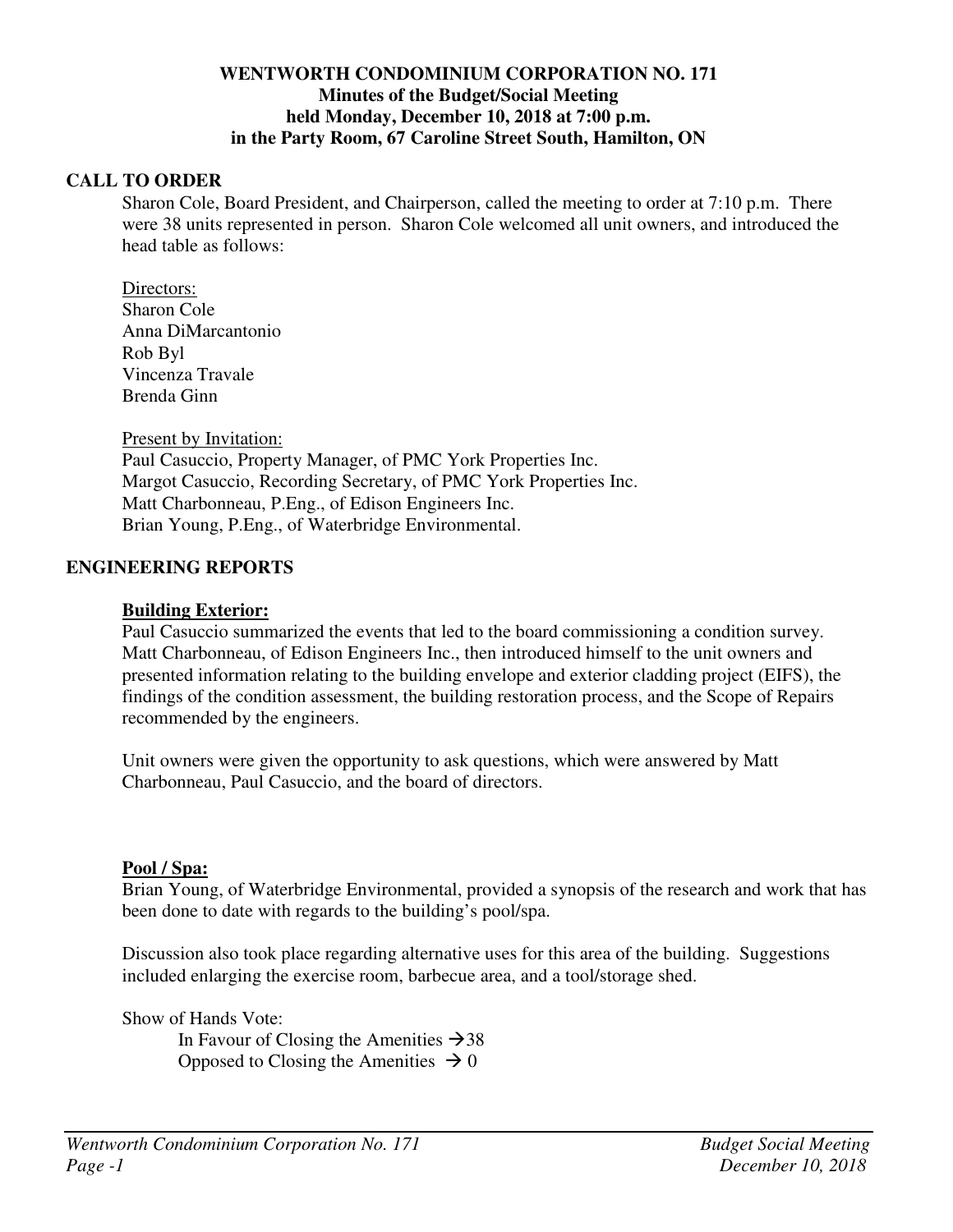**WENTWORTH CONDOMINIUM CORPORATION NO. 171**
**Minutes of the Budget/Social Meeting**
**held Monday, December 10, 2018 at 7:00 p.m.**
**in the Party Room, 67 Caroline Street South, Hamilton, ON**

## CALL TO ORDER

Sharon Cole, Board President, and Chairperson, called the meeting to order at 7:10 p.m. There were 38 units represented in person. Sharon Cole welcomed all unit owners, and introduced the head table as follows:

Directors:
Sharon Cole
Anna DiMarcantonio
Rob Byl
Vincenza Travale
Brenda Ginn

Present by Invitation:
Paul Casuccio, Property Manager, of PMC York Properties Inc.
Margot Casuccio, Recording Secretary, of PMC York Properties Inc.
Matt Charbonneau, P.Eng., of Edison Engineers Inc.
Brian Young, P.Eng., of Waterbridge Environmental.

## ENGINEERING REPORTS

### Building Exterior:

Paul Casuccio summarized the events that led to the board commissioning a condition survey. Matt Charbonneau, of Edison Engineers Inc., then introduced himself to the unit owners and presented information relating to the building envelope and exterior cladding project (EIFS), the findings of the condition assessment, the building restoration process, and the Scope of Repairs recommended by the engineers.

Unit owners were given the opportunity to ask questions, which were answered by Matt Charbonneau, Paul Casuccio, and the board of directors.

### Pool / Spa:

Brian Young, of Waterbridge Environmental, provided a synopsis of the research and work that has been done to date with regards to the building's pool/spa.

Discussion also took place regarding alternative uses for this area of the building. Suggestions included enlarging the exercise room, barbecue area, and a tool/storage shed.

Show of Hands Vote:
In Favour of Closing the Amenities → 38
Opposed to Closing the Amenities → 0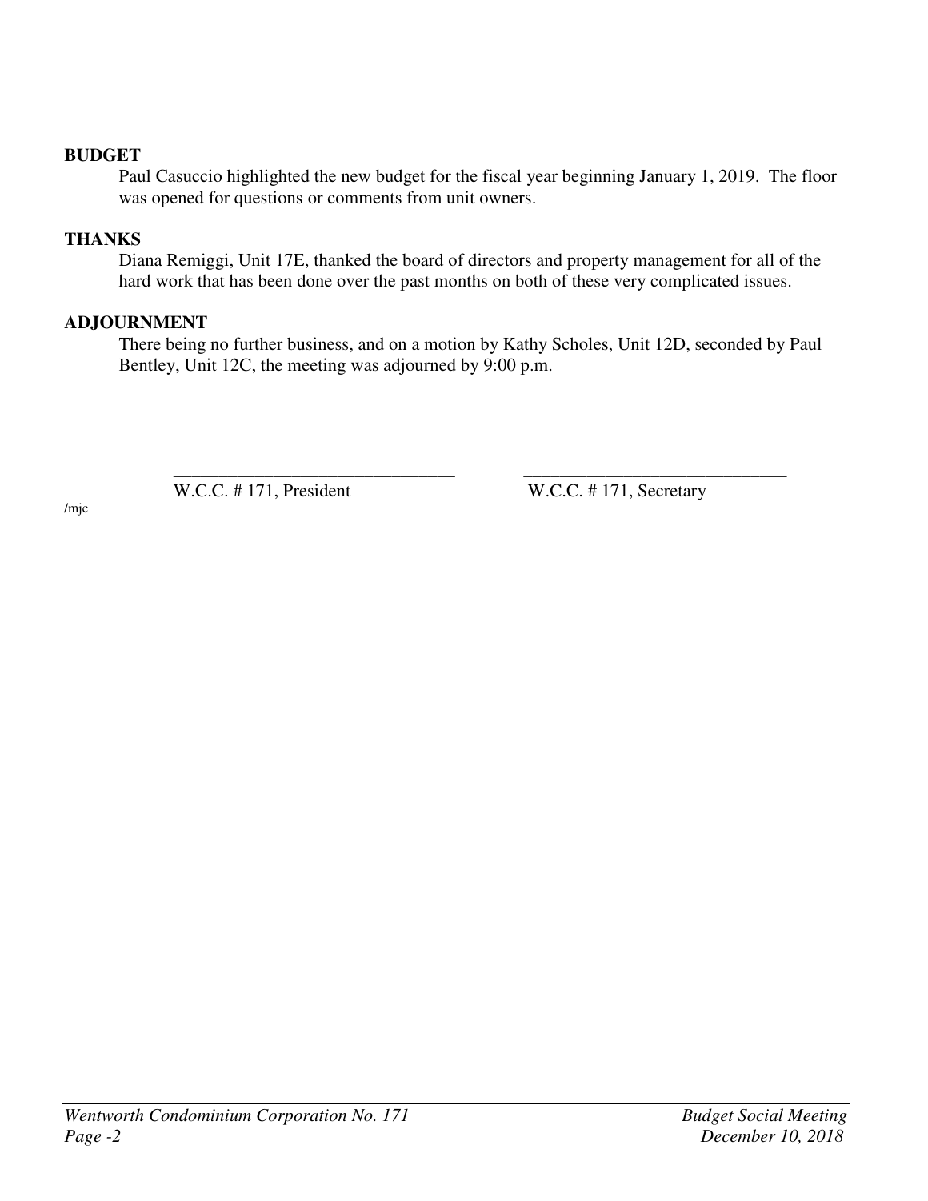**BUDGET**

Paul Casuccio highlighted the new budget for the fiscal year beginning January 1, 2019. The floor was opened for questions or comments from unit owners.

**THANKS**

Diana Remiggi, Unit 17E, thanked the board of directors and property management for all of the hard work that has been done over the past months on both of these very complicated issues.

**ADJOURNMENT**

There being no further business, and on a motion by Kathy Scholes, Unit 12D, seconded by Paul Bentley, Unit 12C, the meeting was adjourned by 9:00 p.m.

_______________________________ W.C.C. # 171, President

_______________________________ W.C.C. # 171, Secretary

/mjc